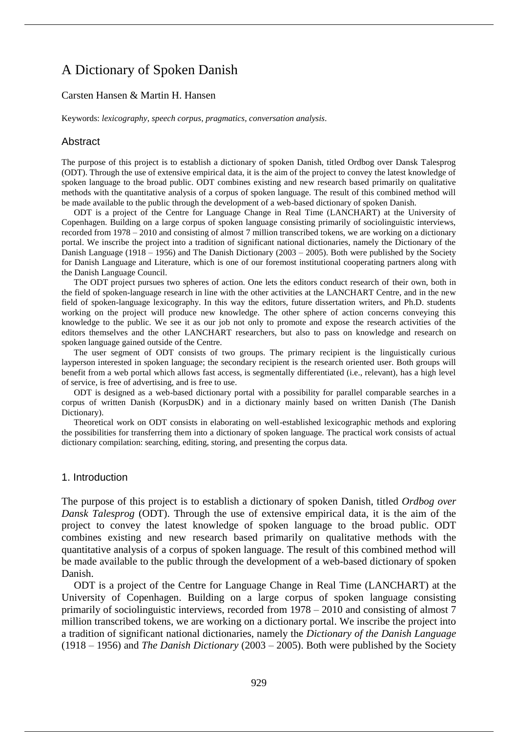# A Dictionary of Spoken Danish

Carsten Hansen & Martin H. Hansen

Keywords: *lexicography*, *speech corpus*, *pragmatics*, *conversation analysis*.

## Abstract

The purpose of this project is to establish a dictionary of spoken Danish, titled Ordbog over Dansk Talesprog (ODT). Through the use of extensive empirical data, it is the aim of the project to convey the latest knowledge of spoken language to the broad public. ODT combines existing and new research based primarily on qualitative methods with the quantitative analysis of a corpus of spoken language. The result of this combined method will be made available to the public through the development of a web-based dictionary of spoken Danish.

ODT is a project of the Centre for Language Change in Real Time (LANCHART) at the University of Copenhagen. Building on a large corpus of spoken language consisting primarily of sociolinguistic interviews, recorded from 1978 – 2010 and consisting of almost 7 million transcribed tokens, we are working on a dictionary portal. We inscribe the project into a tradition of significant national dictionaries, namely the Dictionary of the Danish Language (1918 – 1956) and The Danish Dictionary (2003 – 2005). Both were published by the Society for Danish Language and Literature, which is one of our foremost institutional cooperating partners along with the Danish Language Council.

The ODT project pursues two spheres of action. One lets the editors conduct research of their own, both in the field of spoken-language research in line with the other activities at the LANCHART Centre, and in the new field of spoken-language lexicography. In this way the editors, future dissertation writers, and Ph.D. students working on the project will produce new knowledge. The other sphere of action concerns conveying this knowledge to the public. We see it as our job not only to promote and expose the research activities of the editors themselves and the other LANCHART researchers, but also to pass on knowledge and research on spoken language gained outside of the Centre.

The user segment of ODT consists of two groups. The primary recipient is the linguistically curious layperson interested in spoken language; the secondary recipient is the research oriented user. Both groups will benefit from a web portal which allows fast access, is segmentally differentiated (i.e., relevant), has a high level of service, is free of advertising, and is free to use.

ODT is designed as a web-based dictionary portal with a possibility for parallel comparable searches in a corpus of written Danish (KorpusDK) and in a dictionary mainly based on written Danish (The Danish Dictionary).

Theoretical work on ODT consists in elaborating on well-established lexicographic methods and exploring the possibilities for transferring them into a dictionary of spoken language. The practical work consists of actual dictionary compilation: searching, editing, storing, and presenting the corpus data.

## 1. Introduction

The purpose of this project is to establish a dictionary of spoken Danish, titled *Ordbog over Dansk Talesprog* (ODT). Through the use of extensive empirical data, it is the aim of the project to convey the latest knowledge of spoken language to the broad public. ODT combines existing and new research based primarily on qualitative methods with the quantitative analysis of a corpus of spoken language. The result of this combined method will be made available to the public through the development of a web-based dictionary of spoken Danish.

ODT is a project of the Centre for Language Change in Real Time (LANCHART) at the University of Copenhagen. Building on a large corpus of spoken language consisting primarily of sociolinguistic interviews, recorded from 1978 – 2010 and consisting of almost 7 million transcribed tokens, we are working on a dictionary portal. We inscribe the project into a tradition of significant national dictionaries, namely the *Dictionary of the Danish Language* (1918 – 1956) and *The Danish Dictionary* (2003 – 2005). Both were published by the Society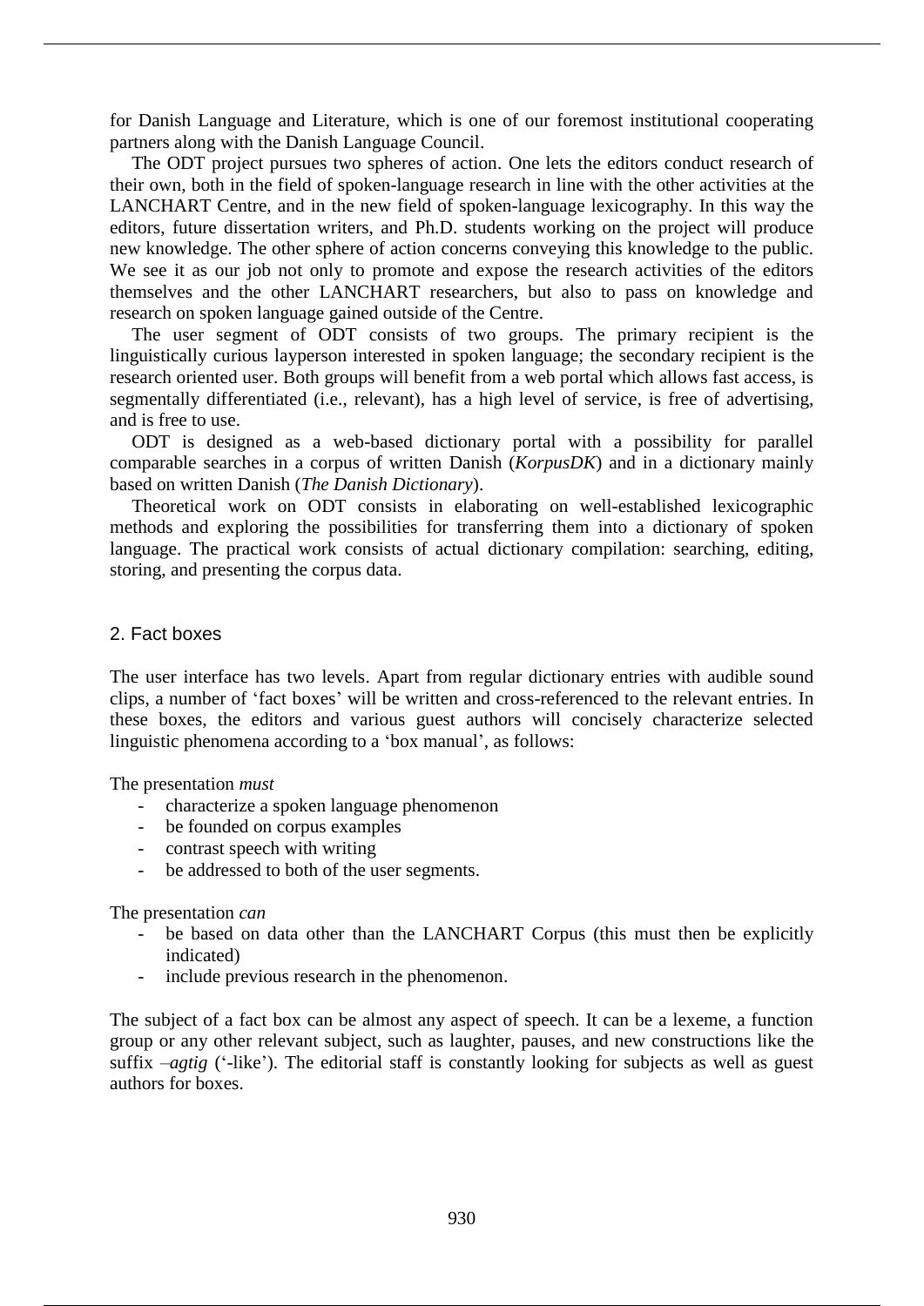for Danish Language and Literature, which is one of our foremost institutional cooperating partners along with the Danish Language Council.

The ODT project pursues two spheres of action. One lets the editors conduct research of their own, both in the field of spoken-language research in line with the other activities at the LANCHART Centre, and in the new field of spoken-language lexicography. In this way the editors, future dissertation writers, and Ph.D. students working on the project will produce new knowledge. The other sphere of action concerns conveying this knowledge to the public. We see it as our job not only to promote and expose the research activities of the editors themselves and the other LANCHART researchers, but also to pass on knowledge and research on spoken language gained outside of the Centre.

The user segment of ODT consists of two groups. The primary recipient is the linguistically curious layperson interested in spoken language; the secondary recipient is the research oriented user. Both groups will benefit from a web portal which allows fast access, is segmentally differentiated (i.e., relevant), has a high level of service, is free of advertising, and is free to use.

ODT is designed as a web-based dictionary portal with a possibility for parallel comparable searches in a corpus of written Danish (*KorpusDK*) and in a dictionary mainly based on written Danish (*The Danish Dictionary*).

Theoretical work on ODT consists in elaborating on well-established lexicographic methods and exploring the possibilities for transferring them into a dictionary of spoken language. The practical work consists of actual dictionary compilation: searching, editing, storing, and presenting the corpus data.

## 2. Fact boxes

The user interface has two levels. Apart from regular dictionary entries with audible sound clips, a number of 'fact boxes' will be written and cross-referenced to the relevant entries. In these boxes, the editors and various guest authors will concisely characterize selected linguistic phenomena according to a 'box manual', as follows:

The presentation *must*

- characterize a spoken language phenomenon
- be founded on corpus examples
- contrast speech with writing
- be addressed to both of the user segments.

The presentation *can*

- be based on data other than the LANCHART Corpus (this must then be explicitly indicated)
- include previous research in the phenomenon.

The subject of a fact box can be almost any aspect of speech. It can be a lexeme, a function group or any other relevant subject, such as laughter, pauses, and new constructions like the suffix *–agtig* ('-like'). The editorial staff is constantly looking for subjects as well as guest authors for boxes.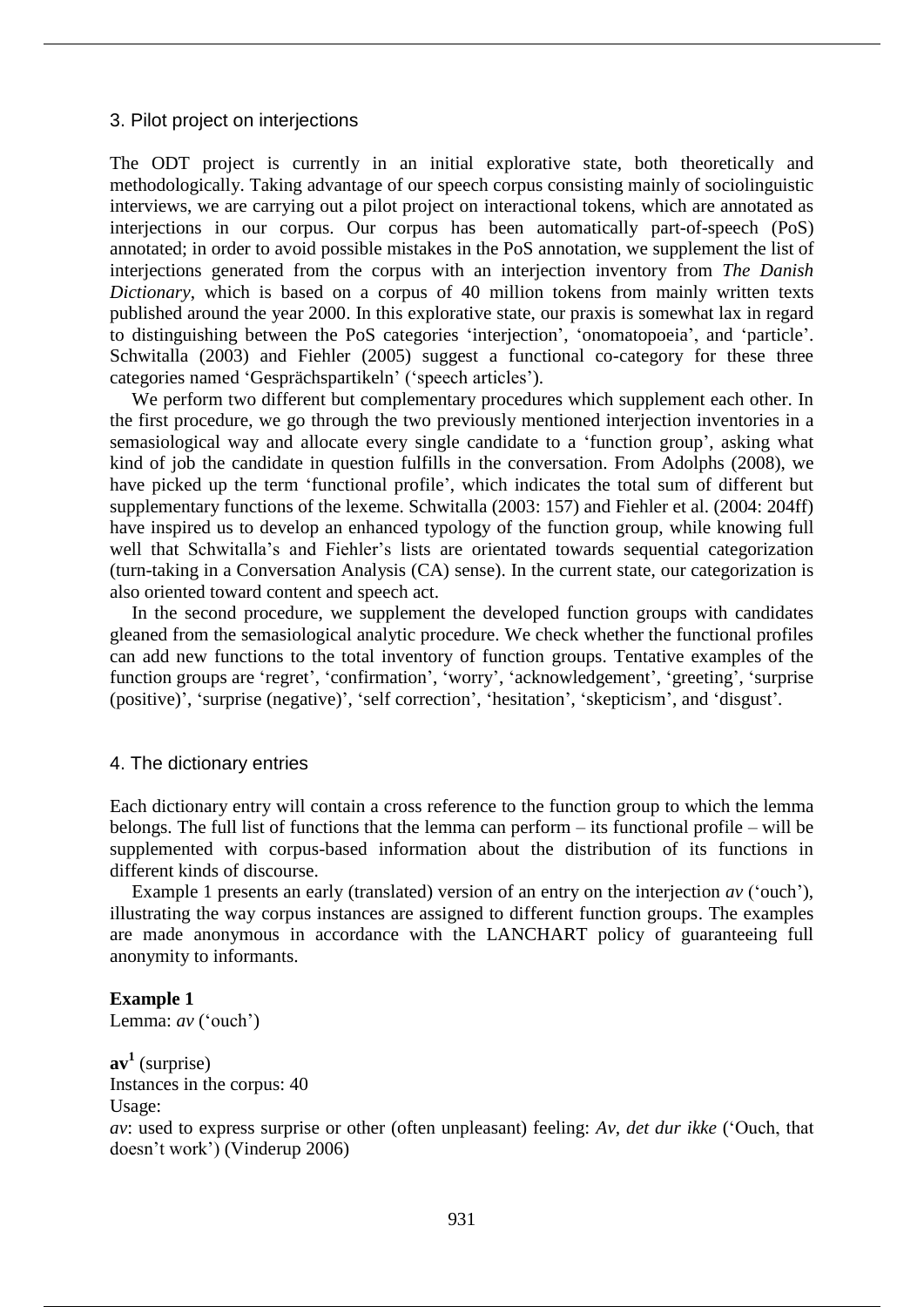## 3. Pilot project on interjections

The ODT project is currently in an initial explorative state, both theoretically and methodologically. Taking advantage of our speech corpus consisting mainly of sociolinguistic interviews, we are carrying out a pilot project on interactional tokens, which are annotated as interjections in our corpus. Our corpus has been automatically part-of-speech (PoS) annotated; in order to avoid possible mistakes in the PoS annotation, we supplement the list of interjections generated from the corpus with an interjection inventory from *The Danish Dictionary*, which is based on a corpus of 40 million tokens from mainly written texts published around the year 2000. In this explorative state, our praxis is somewhat lax in regard to distinguishing between the PoS categories 'interjection', 'onomatopoeia', and 'particle'. Schwitalla (2003) and Fiehler (2005) suggest a functional co-category for these three categories named 'Gesprächspartikeln' ('speech articles').

We perform two different but complementary procedures which supplement each other. In the first procedure, we go through the two previously mentioned interjection inventories in a semasiological way and allocate every single candidate to a 'function group', asking what kind of job the candidate in question fulfills in the conversation. From Adolphs (2008), we have picked up the term 'functional profile', which indicates the total sum of different but supplementary functions of the lexeme. Schwitalla (2003: 157) and Fiehler et al. (2004: 204ff) have inspired us to develop an enhanced typology of the function group, while knowing full well that Schwitalla's and Fiehler's lists are orientated towards sequential categorization (turn-taking in a Conversation Analysis (CA) sense). In the current state, our categorization is also oriented toward content and speech act.

In the second procedure, we supplement the developed function groups with candidates gleaned from the semasiological analytic procedure. We check whether the functional profiles can add new functions to the total inventory of function groups. Tentative examples of the function groups are 'regret', 'confirmation', 'worry', 'acknowledgement', 'greeting', 'surprise (positive)', 'surprise (negative)', 'self correction', 'hesitation', 'skepticism', and 'disgust'.

## 4. The dictionary entries

Each dictionary entry will contain a cross reference to the function group to which the lemma belongs. The full list of functions that the lemma can perform – its functional profile – will be supplemented with corpus-based information about the distribution of its functions in different kinds of discourse.

Example 1 presents an early (translated) version of an entry on the interjection *av* ('ouch'), illustrating the way corpus instances are assigned to different function groups. The examples are made anonymous in accordance with the LANCHART policy of guaranteeing full anonymity to informants.

**Example 1**
Lemma: *av* ('ouch')

**av**$^1$ (surprise)
Instances in the corpus: 40
Usage:
*av*: used to express surprise or other (often unpleasant) feeling: *Av, det dur ikke* ('Ouch, that doesn't work') (Vinderup 2006)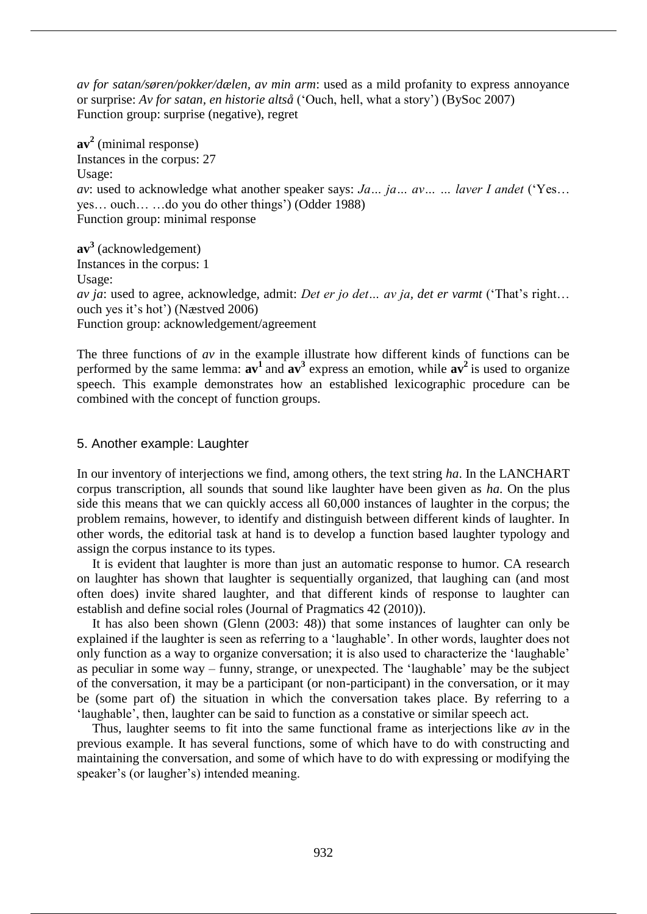*av for satan/søren/pokker/dælen*, *av min arm*: used as a mild profanity to express annoyance or surprise: *Av for satan, en historie altså* ('Ouch, hell, what a story') (BySoc 2007)
Function group: surprise (negative), regret

**av²** (minimal response)
Instances in the corpus: 27
Usage:
*av*: used to acknowledge what another speaker says: *Ja… ja… av… … laver I andet* ('Yes… yes… ouch… …do you do other things') (Odder 1988)
Function group: minimal response

**av³** (acknowledgement)
Instances in the corpus: 1
Usage:
*av ja*: used to agree, acknowledge, admit: *Det er jo det… av ja, det er varmt* ('That's right… ouch yes it's hot') (Næstved 2006)
Function group: acknowledgement/agreement

The three functions of *av* in the example illustrate how different kinds of functions can be performed by the same lemma: **av¹** and **av³** express an emotion, while **av²** is used to organize speech. This example demonstrates how an established lexicographic procedure can be combined with the concept of function groups.

## 5. Another example: Laughter

In our inventory of interjections we find, among others, the text string *ha*. In the LANCHART corpus transcription, all sounds that sound like laughter have been given as *ha*. On the plus side this means that we can quickly access all 60,000 instances of laughter in the corpus; the problem remains, however, to identify and distinguish between different kinds of laughter. In other words, the editorial task at hand is to develop a function based laughter typology and assign the corpus instance to its types.

It is evident that laughter is more than just an automatic response to humor. CA research on laughter has shown that laughter is sequentially organized, that laughing can (and most often does) invite shared laughter, and that different kinds of response to laughter can establish and define social roles (Journal of Pragmatics 42 (2010)).

It has also been shown (Glenn (2003: 48)) that some instances of laughter can only be explained if the laughter is seen as referring to a 'laughable'. In other words, laughter does not only function as a way to organize conversation; it is also used to characterize the 'laughable' as peculiar in some way – funny, strange, or unexpected. The 'laughable' may be the subject of the conversation, it may be a participant (or non-participant) in the conversation, or it may be (some part of) the situation in which the conversation takes place. By referring to a 'laughable', then, laughter can be said to function as a constative or similar speech act.

Thus, laughter seems to fit into the same functional frame as interjections like *av* in the previous example. It has several functions, some of which have to do with constructing and maintaining the conversation, and some of which have to do with expressing or modifying the speaker's (or laugher's) intended meaning.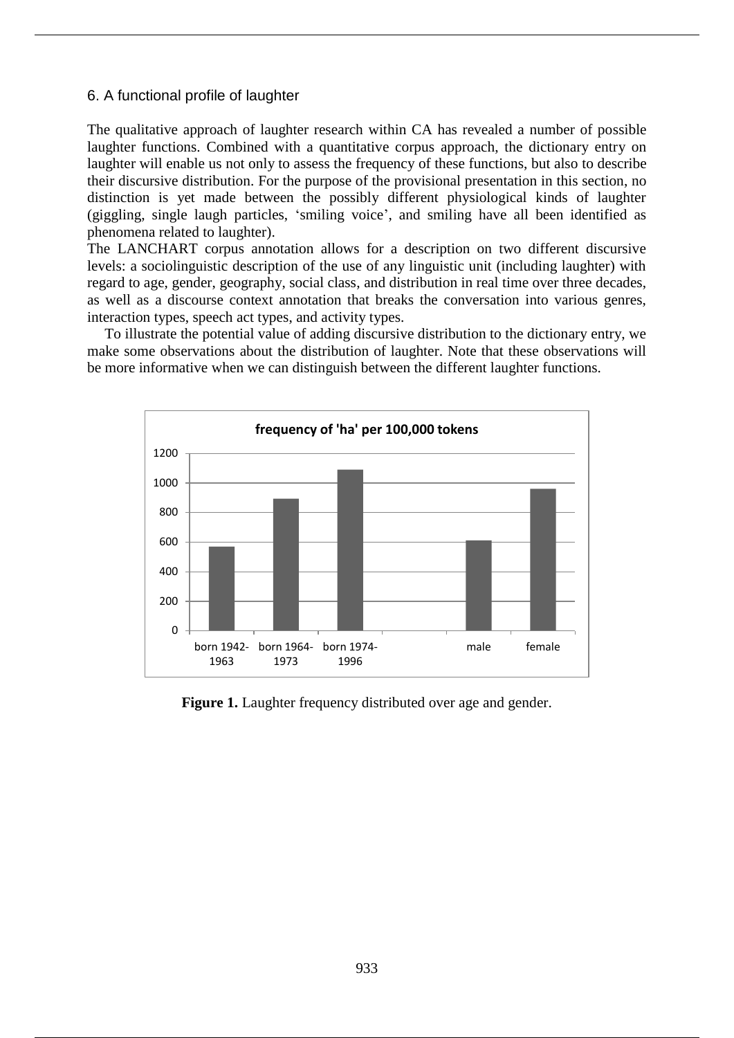## 6. A functional profile of laughter

The qualitative approach of laughter research within CA has revealed a number of possible laughter functions. Combined with a quantitative corpus approach, the dictionary entry on laughter will enable us not only to assess the frequency of these functions, but also to describe their discursive distribution. For the purpose of the provisional presentation in this section, no distinction is yet made between the possibly different physiological kinds of laughter (giggling, single laugh particles, 'smiling voice', and smiling have all been identified as phenomena related to laughter).

The LANCHART corpus annotation allows for a description on two different discursive levels: a sociolinguistic description of the use of any linguistic unit (including laughter) with regard to age, gender, geography, social class, and distribution in real time over three decades, as well as a discourse context annotation that breaks the conversation into various genres, interaction types, speech act types, and activity types.

To illustrate the potential value of adding discursive distribution to the dictionary entry, we make some observations about the distribution of laughter. Note that these observations will be more informative when we can distinguish between the different laughter functions.

**Figure 1.** Laughter frequency distributed over age and gender.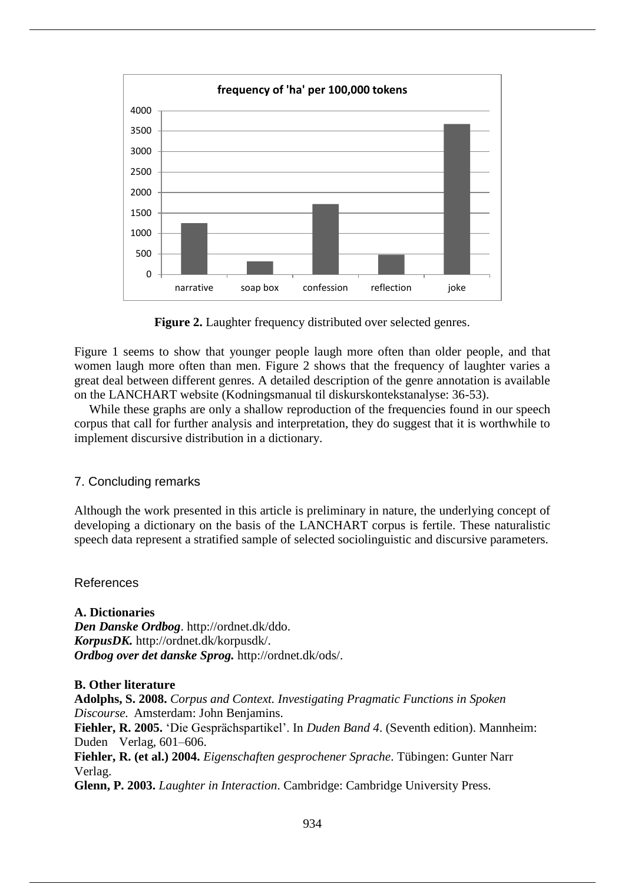**Figure 2.** Laughter frequency distributed over selected genres.

Figure 1 seems to show that younger people laugh more often than older people, and that women laugh more often than men. Figure 2 shows that the frequency of laughter varies a great deal between different genres. A detailed description of the genre annotation is available on the LANCHART website (Kodningsmanual til diskurskontekstanalyse: 36-53).

While these graphs are only a shallow reproduction of the frequencies found in our speech corpus that call for further analysis and interpretation, they do suggest that it is worthwhile to implement discursive distribution in a dictionary.

## 7. Concluding remarks

Although the work presented in this article is preliminary in nature, the underlying concept of developing a dictionary on the basis of the LANCHART corpus is fertile. These naturalistic speech data represent a stratified sample of selected sociolinguistic and discursive parameters.

## References

**A. Dictionaries**
***Den Danske Ordbog***. http://ordnet.dk/ddo.
***KorpusDK.*** http://ordnet.dk/korpusdk/.
***Ordbog over det danske Sprog.*** http://ordnet.dk/ods/.

**B. Other literature**
**Adolphs, S. 2008.** *Corpus and Context. Investigating Pragmatic Functions in Spoken Discourse.* Amsterdam: John Benjamins.
**Fiehler, R. 2005.** 'Die Gesprächspartikel'. In *Duden Band 4*. (Seventh edition). Mannheim: Duden Verlag, 601–606.
**Fiehler, R. (et al.) 2004.** *Eigenschaften gesprochener Sprache*. Tübingen: Gunter Narr Verlag.
**Glenn, P. 2003.** *Laughter in Interaction*. Cambridge: Cambridge University Press.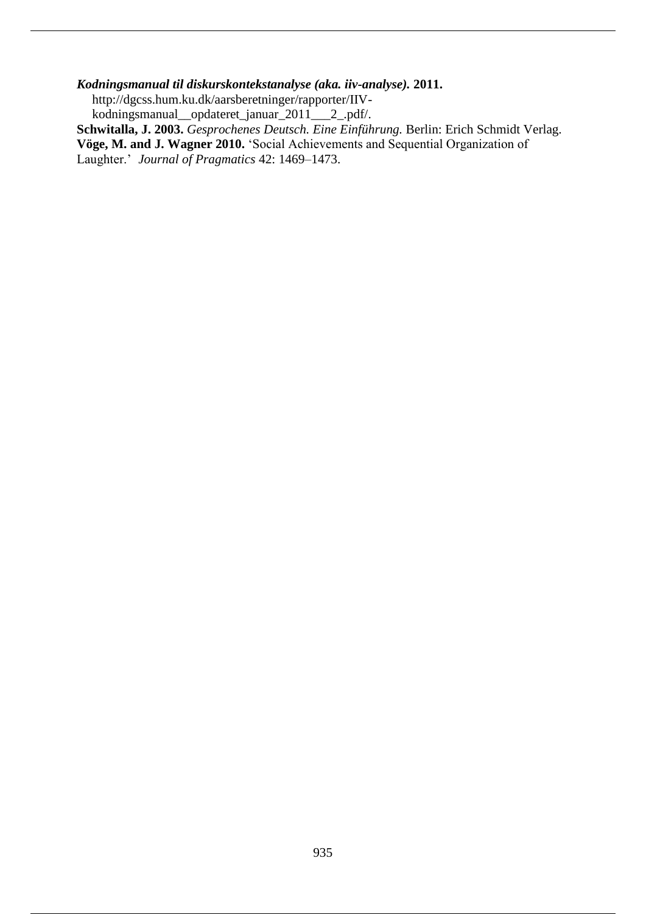***Kodningsmanual til diskurskontekstanalyse (aka. iiv-analyse).* 2011.**
http://dgcss.hum.ku.dk/aarsberetninger/rapporter/IIV-kodningsmanual__opdateret_januar_2011___2_.pdf/.

**Schwitalla, J. 2003.** *Gesprochenes Deutsch. Eine Einführung.* Berlin: Erich Schmidt Verlag.

**Vöge, M. and J. Wagner 2010.** 'Social Achievements and Sequential Organization of Laughter.' *Journal of Pragmatics* 42: 1469–1473.